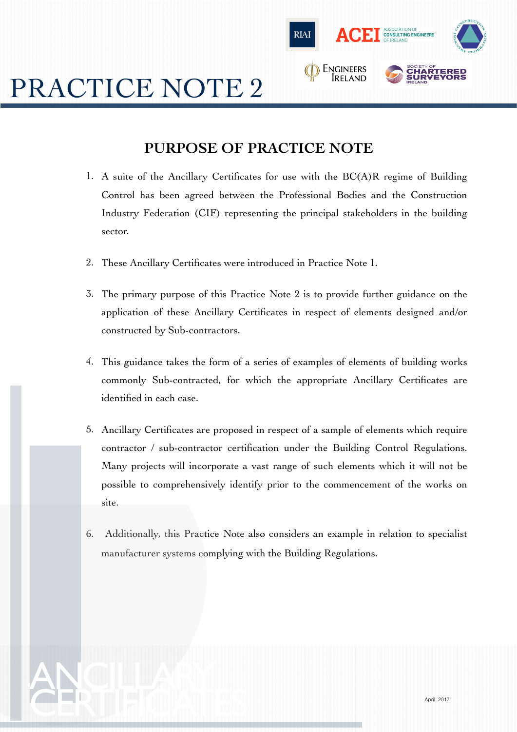# PRACTICE NOTE 2

## PURPOSE OF PRACTICE NOTE

1. A suite of the Ancillary Certificates for use with the BC(A)R regime of Building Control has been agreed between the Professional Bodies and the Construction Industry Federation (CIF) representing the principal stakeholders in the building sector.

2. These Ancillary Certificates were introduced in Practice Note 1.

3. The primary purpose of this Practice Note 2 is to provide further guidance on the application of these Ancillary Certificates in respect of elements designed and/or constructed by Sub-contractors.

4. This guidance takes the form of a series of examples of elements of building works commonly Sub-contracted, for which the appropriate Ancillary Certificates are identified in each case.

5. Ancillary Certificates are proposed in respect of a sample of elements which require contractor / sub-contractor certification under the Building Control Regulations. Many projects will incorporate a vast range of such elements which it will not be possible to comprehensively identify prior to the commencement of the works on site.

6. Additionally, this Practice Note also considers an example in relation to specialist manufacturer systems complying with the Building Regulations.

ANCILLARY CERTIFICATES

April 2017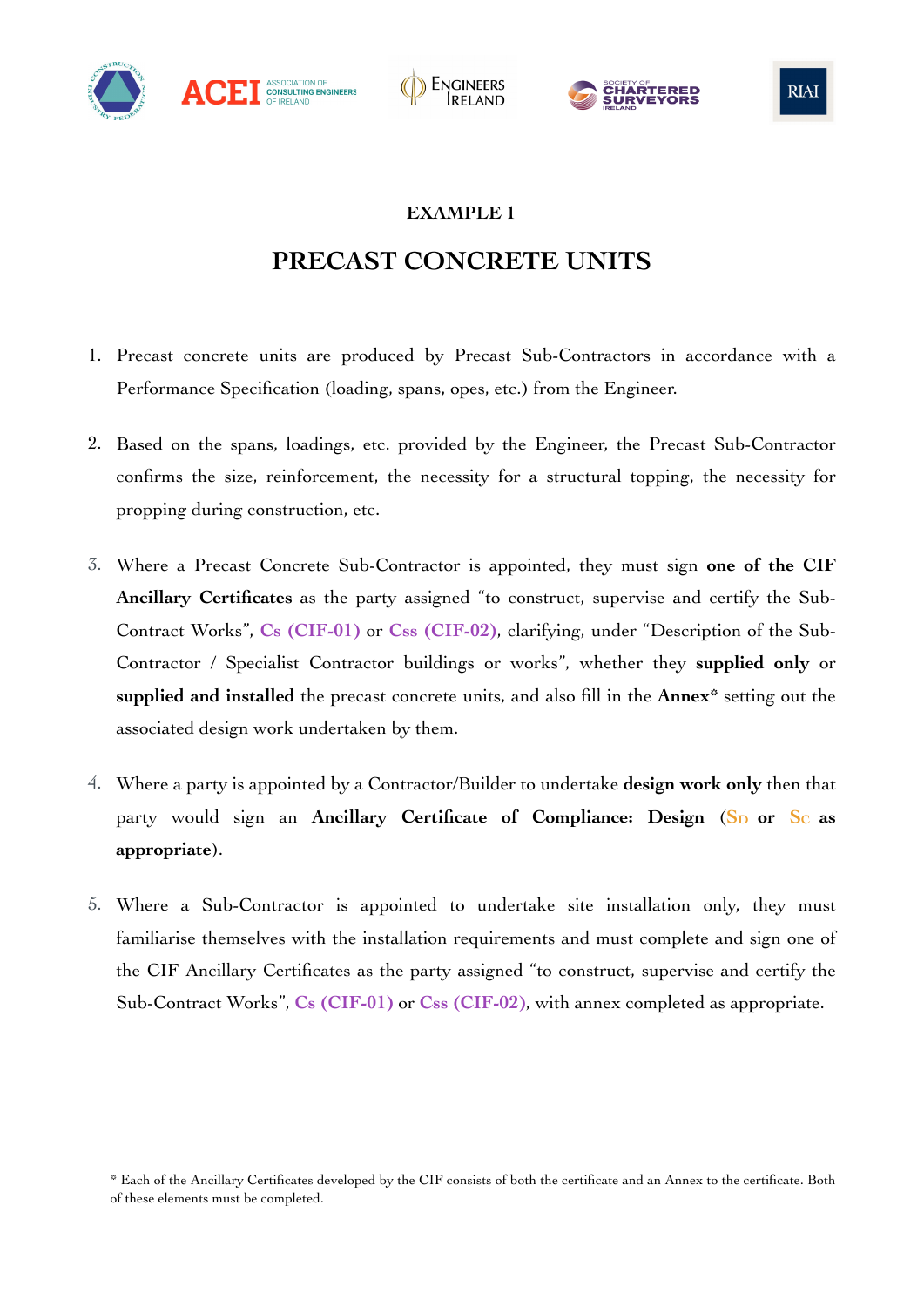## EXAMPLE 1

# PRECAST CONCRETE UNITS

1. Precast concrete units are produced by Precast Sub-Contractors in accordance with a Performance Specification (loading, spans, opes, etc.) from the Engineer.

2. Based on the spans, loadings, etc. provided by the Engineer, the Precast Sub-Contractor confirms the size, reinforcement, the necessity for a structural topping, the necessity for propping during construction, etc.

3. Where a Precast Concrete Sub-Contractor is appointed, they must sign **one of the CIF Ancillary Certificates** as the party assigned "to construct, supervise and certify the Sub-Contract Works", **Cs (CIF-01)** or **Css (CIF-02)**, clarifying, under "Description of the Sub-Contractor / Specialist Contractor buildings or works", whether they **supplied only** or **supplied and installed** the precast concrete units, and also fill in the **Annex*** setting out the associated design work undertaken by them.

4. Where a party is appointed by a Contractor/Builder to undertake **design work only** then that party would sign an **Ancillary Certificate of Compliance: Design** (**$S_D$ or $S_C$ as appropriate**).

5. Where a Sub-Contractor is appointed to undertake site installation only, they must familiarise themselves with the installation requirements and must complete and sign one of the CIF Ancillary Certificates as the party assigned "to construct, supervise and certify the Sub-Contract Works", **Cs (CIF-01)** or **Css (CIF-02)**, with annex completed as appropriate.

\* Each of the Ancillary Certificates developed by the CIF consists of both the certificate and an Annex to the certificate. Both of these elements must be completed.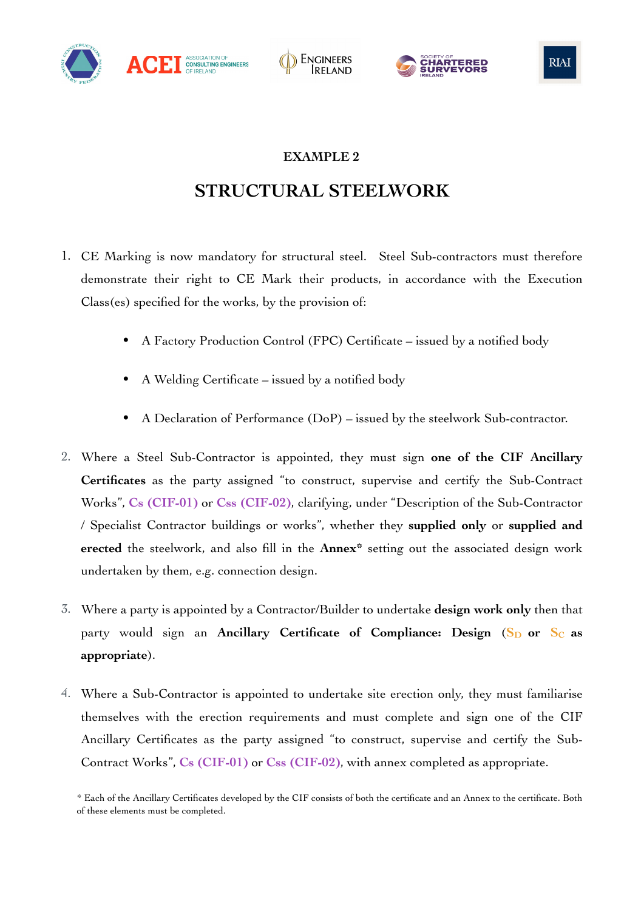### EXAMPLE 2

# STRUCTURAL STEELWORK

1. CE Marking is now mandatory for structural steel. Steel Sub-contractors must therefore demonstrate their right to CE Mark their products, in accordance with the Execution Class(es) specified for the works, by the provision of:

    - A Factory Production Control (FPC) Certificate – issued by a notified body
    - A Welding Certificate – issued by a notified body
    - A Declaration of Performance (DoP) – issued by the steelwork Sub-contractor.

2. Where a Steel Sub-Contractor is appointed, they must sign **one of the CIF Ancillary Certificates** as the party assigned "to construct, supervise and certify the Sub-Contract Works", **Cs (CIF-01)** or **Css (CIF-02)**, clarifying, under "Description of the Sub-Contractor / Specialist Contractor buildings or works", whether they **supplied only** or **supplied and erected** the steelwork, and also fill in the **Annex*** setting out the associated design work undertaken by them, e.g. connection design.

3. Where a party is appointed by a Contractor/Builder to undertake **design work only** then that party would sign an **Ancillary Certificate of Compliance: Design** (**$S_D$ or $S_C$ as appropriate**).

4. Where a Sub-Contractor is appointed to undertake site erection only, they must familiarise themselves with the erection requirements and must complete and sign one of the CIF Ancillary Certificates as the party assigned "to construct, supervise and certify the Sub-Contract Works", **Cs (CIF-01)** or **Css (CIF-02)**, with annex completed as appropriate.

* Each of the Ancillary Certificates developed by the CIF consists of both the certificate and an Annex to the certificate. Both of these elements must be completed.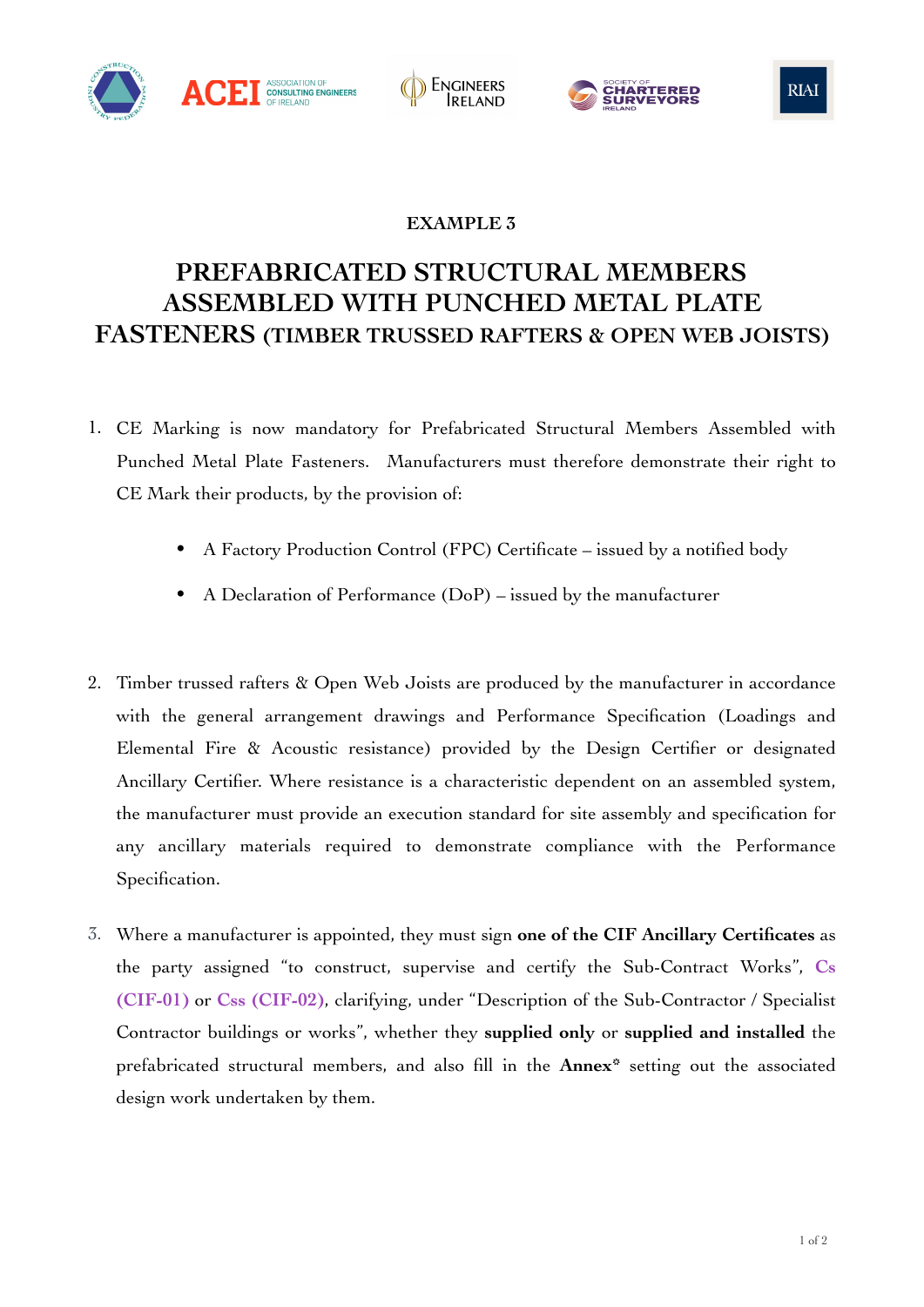**EXAMPLE 3**

# PREFABRICATED STRUCTURAL MEMBERS ASSEMBLED WITH PUNCHED METAL PLATE FASTENERS (TIMBER TRUSSED RAFTERS & OPEN WEB JOISTS)

1. CE Marking is now mandatory for Prefabricated Structural Members Assembled with Punched Metal Plate Fasteners. Manufacturers must therefore demonstrate their right to CE Mark their products, by the provision of:

   - A Factory Production Control (FPC) Certificate – issued by a notified body
   - A Declaration of Performance (DoP) – issued by the manufacturer

2. Timber trussed rafters & Open Web Joists are produced by the manufacturer in accordance with the general arrangement drawings and Performance Specification (Loadings and Elemental Fire & Acoustic resistance) provided by the Design Certifier or designated Ancillary Certifier. Where resistance is a characteristic dependent on an assembled system, the manufacturer must provide an execution standard for site assembly and specification for any ancillary materials required to demonstrate compliance with the Performance Specification.

3. Where a manufacturer is appointed, they must sign **one of the CIF Ancillary Certificates** as the party assigned "to construct, supervise and certify the Sub-Contract Works", **Cs (CIF-01)** or **Css (CIF-02)**, clarifying, under "Description of the Sub-Contractor / Specialist Contractor buildings or works", whether they **supplied only** or **supplied and installed** the prefabricated structural members, and also fill in the **Annex*** setting out the associated design work undertaken by them.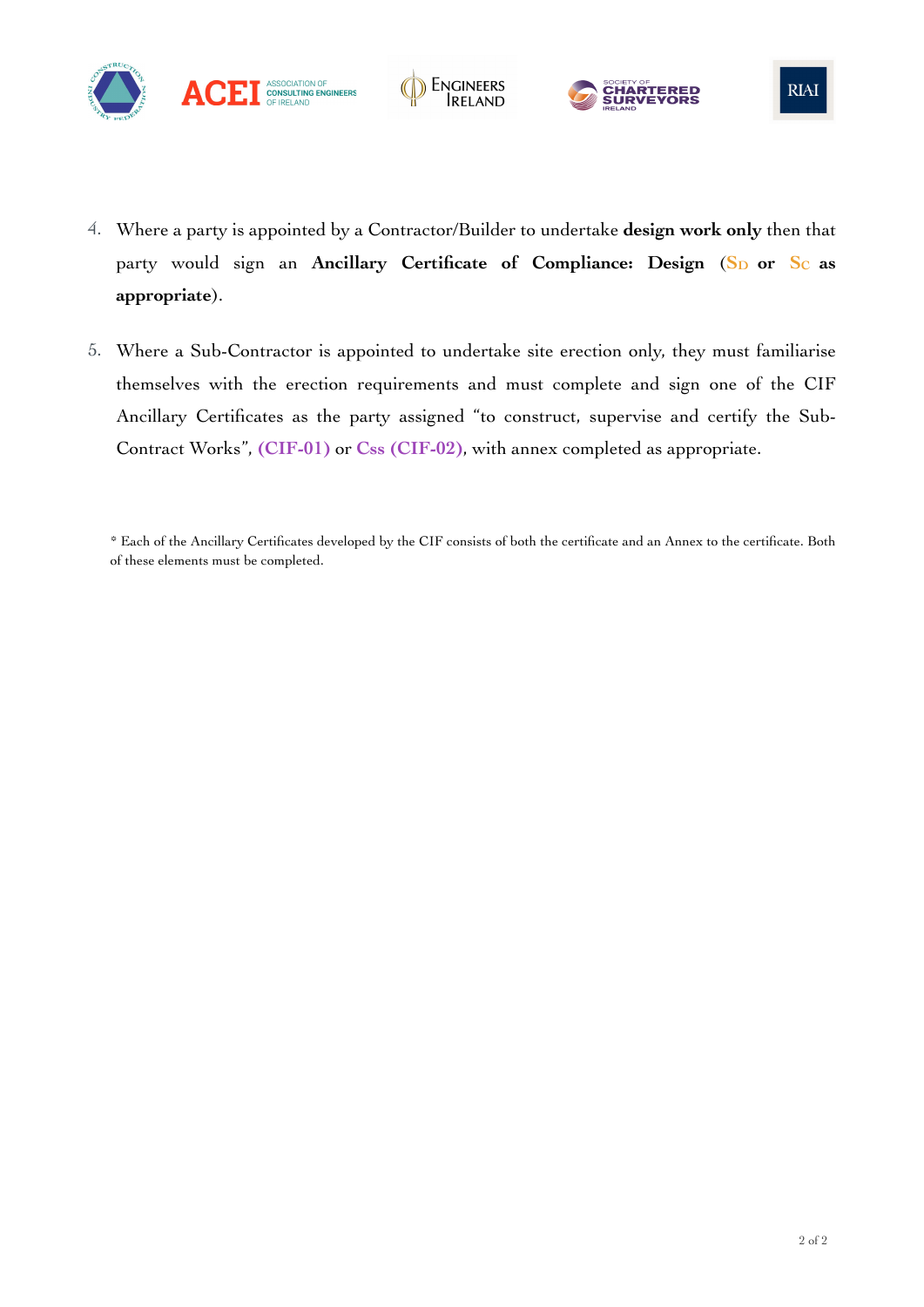4. Where a party is appointed by a Contractor/Builder to undertake **design work only** then that party would sign an **Ancillary Certificate of Compliance: Design** (**$S_D$ or $S_C$ as appropriate**).

5. Where a Sub-Contractor is appointed to undertake site erection only, they must familiarise themselves with the erection requirements and must complete and sign one of the CIF Ancillary Certificates as the party assigned "to construct, supervise and certify the Sub-Contract Works", **(CIF-01)** or **Css (CIF-02)**, with annex completed as appropriate.

\* Each of the Ancillary Certificates developed by the CIF consists of both the certificate and an Annex to the certificate. Both of these elements must be completed.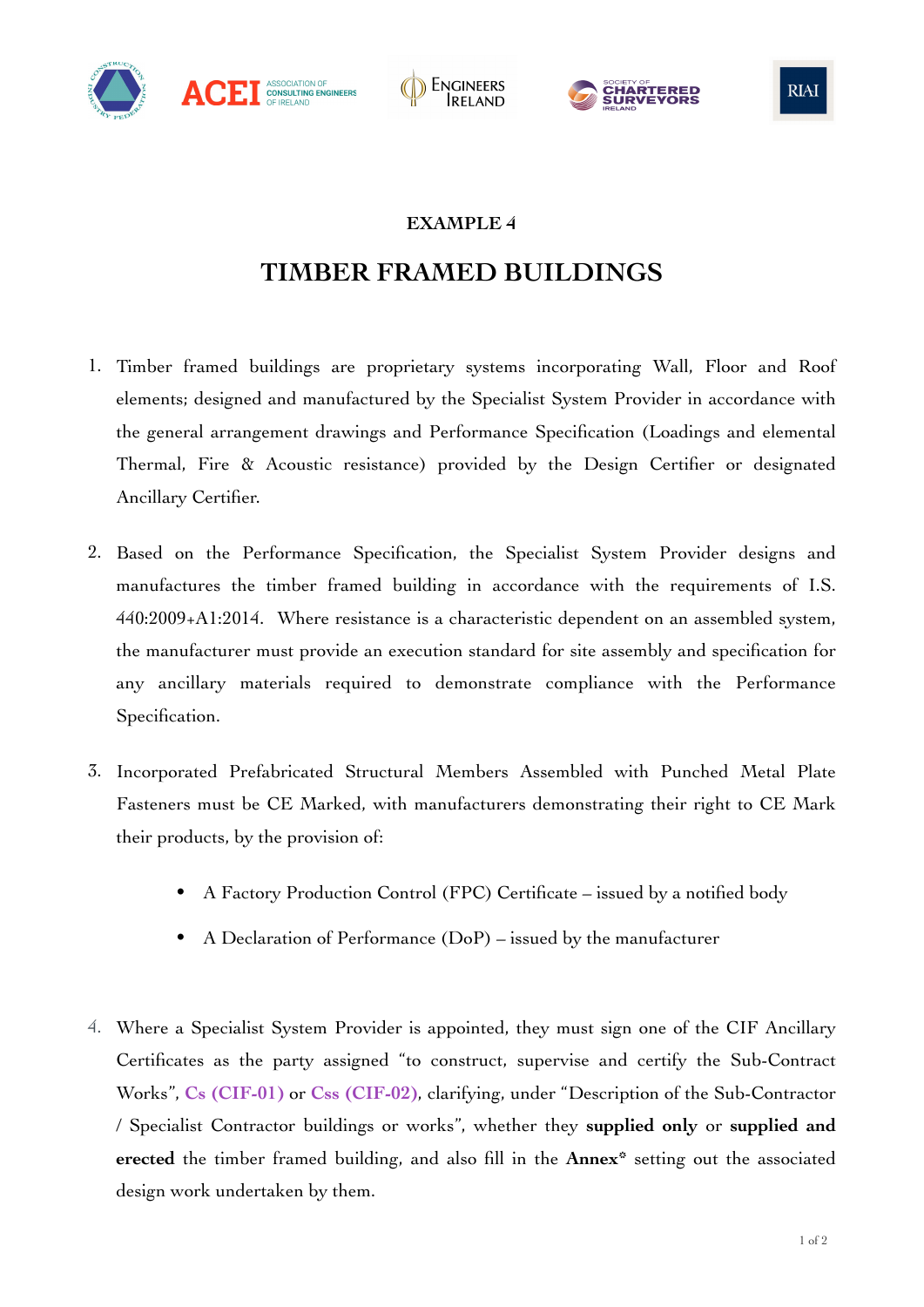**EXAMPLE 4**

# TIMBER FRAMED BUILDINGS

1. Timber framed buildings are proprietary systems incorporating Wall, Floor and Roof elements; designed and manufactured by the Specialist System Provider in accordance with the general arrangement drawings and Performance Specification (Loadings and elemental Thermal, Fire & Acoustic resistance) provided by the Design Certifier or designated Ancillary Certifier.

2. Based on the Performance Specification, the Specialist System Provider designs and manufactures the timber framed building in accordance with the requirements of I.S. 440:2009+A1:2014. Where resistance is a characteristic dependent on an assembled system, the manufacturer must provide an execution standard for site assembly and specification for any ancillary materials required to demonstrate compliance with the Performance Specification.

3. Incorporated Prefabricated Structural Members Assembled with Punched Metal Plate Fasteners must be CE Marked, with manufacturers demonstrating their right to CE Mark their products, by the provision of:
   - A Factory Production Control (FPC) Certificate – issued by a notified body
   - A Declaration of Performance (DoP) – issued by the manufacturer

4. Where a Specialist System Provider is appointed, they must sign one of the CIF Ancillary Certificates as the party assigned "to construct, supervise and certify the Sub-Contract Works", **Cs (CIF-01)** or **Css (CIF-02)**, clarifying, under "Description of the Sub-Contractor / Specialist Contractor buildings or works", whether they **supplied only** or **supplied and erected** the timber framed building, and also fill in the **Annex*** setting out the associated design work undertaken by them.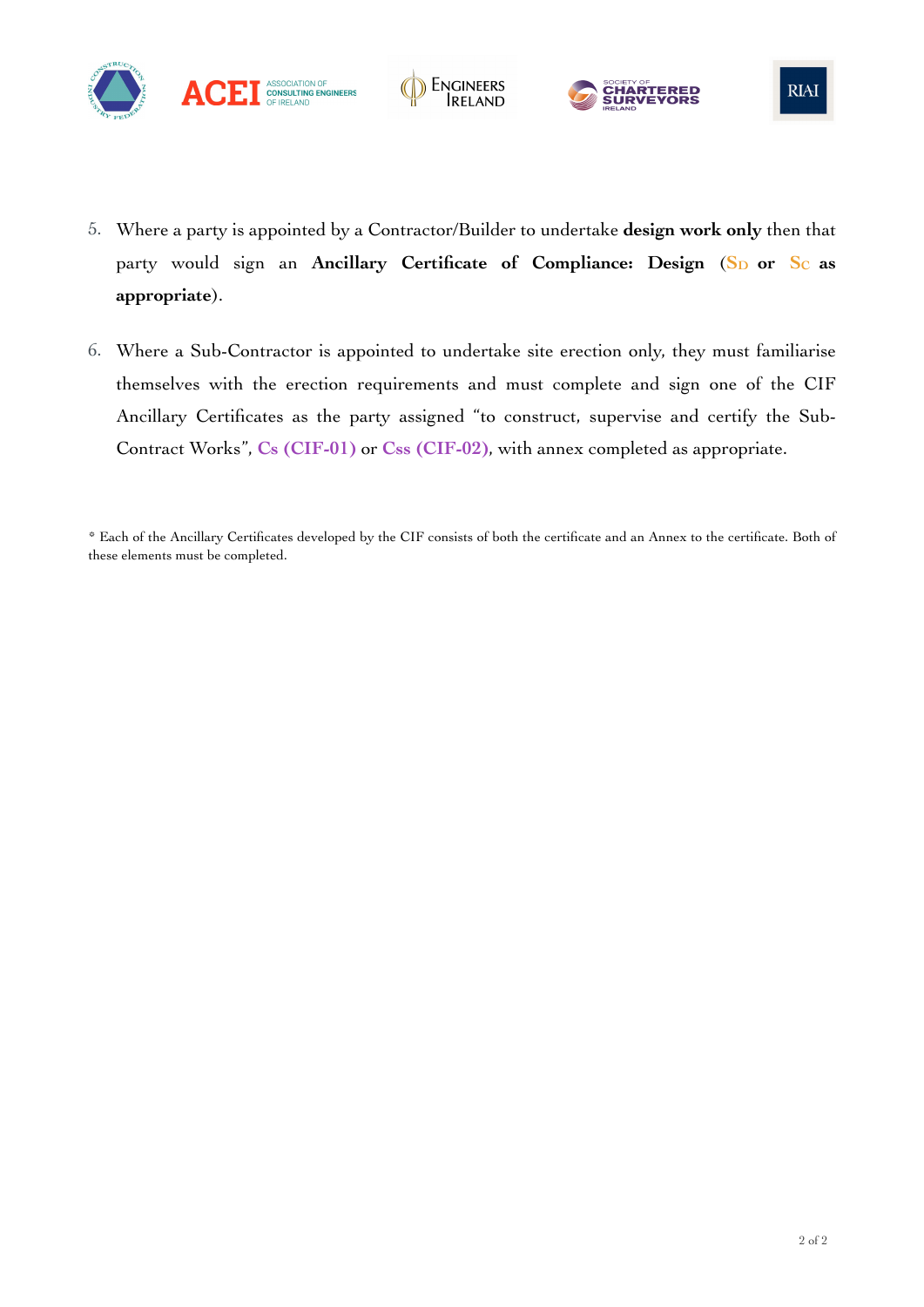5. Where a party is appointed by a Contractor/Builder to undertake **design work only** then that party would sign an **Ancillary Certificate of Compliance: Design** (**$S_D$ or $S_C$ as appropriate**).

6. Where a Sub-Contractor is appointed to undertake site erection only, they must familiarise themselves with the erection requirements and must complete and sign one of the CIF Ancillary Certificates as the party assigned "to construct, supervise and certify the Sub-Contract Works", **Cs (CIF-01)** or **Css (CIF-02)**, with annex completed as appropriate.

* Each of the Ancillary Certificates developed by the CIF consists of both the certificate and an Annex to the certificate. Both of these elements must be completed.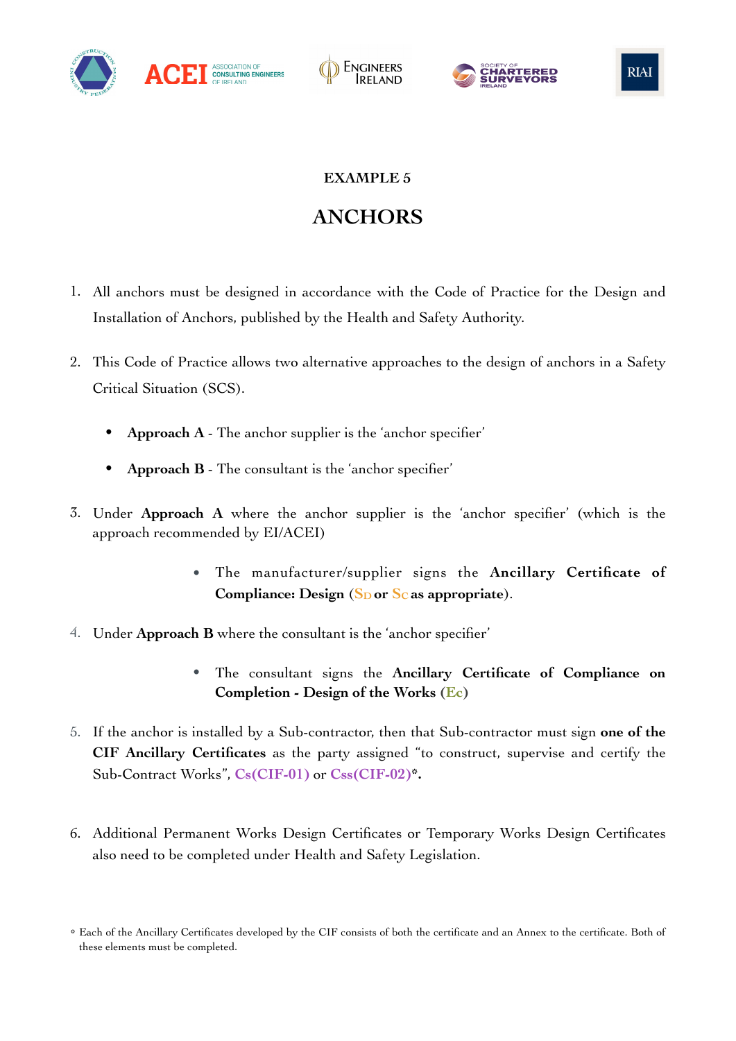**EXAMPLE 5**

# ANCHORS

1. All anchors must be designed in accordance with the Code of Practice for the Design and Installation of Anchors, published by the Health and Safety Authority.

2. This Code of Practice allows two alternative approaches to the design of anchors in a Safety Critical Situation (SCS).

   - **Approach A** - The anchor supplier is the 'anchor specifier'
   - **Approach B** - The consultant is the 'anchor specifier'

3. Under **Approach A** where the anchor supplier is the 'anchor specifier' (which is the approach recommended by EI/ACEI)

   - The manufacturer/supplier signs the **Ancillary Certificate of Compliance: Design** (**$S_D$ or $S_C$ as appropriate**).

4. Under **Approach B** where the consultant is the 'anchor specifier'

   - The consultant signs the **Ancillary Certificate of Compliance on Completion - Design of the Works** (**Ec**)

5. If the anchor is installed by a Sub-contractor, then that Sub-contractor must sign **one of the CIF Ancillary Certificates** as the party assigned "to construct, supervise and certify the Sub-Contract Works", **Cs(CIF-01)** or **Css(CIF-02)*.**

6. Additional Permanent Works Design Certificates or Temporary Works Design Certificates also need to be completed under Health and Safety Legislation.

* Each of the Ancillary Certificates developed by the CIF consists of both the certificate and an Annex to the certificate. Both of these elements must be completed.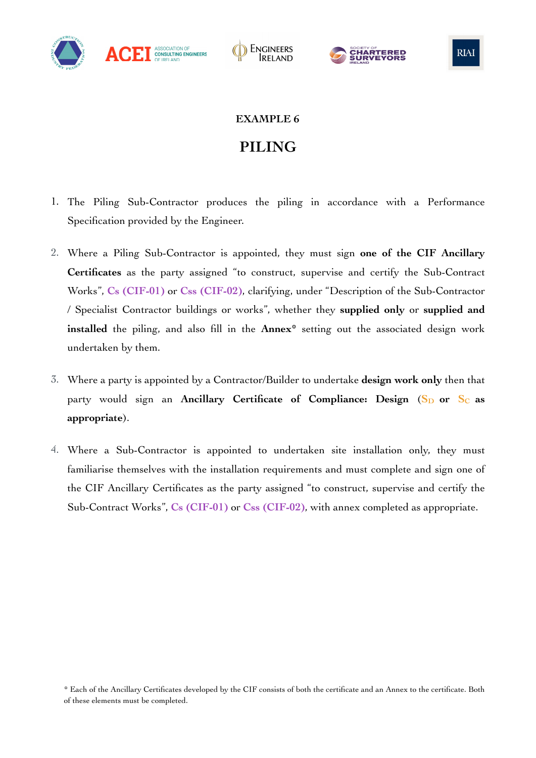## EXAMPLE 6

# PILING

1. The Piling Sub-Contractor produces the piling in accordance with a Performance Specification provided by the Engineer.

2. Where a Piling Sub-Contractor is appointed, they must sign **one of the CIF Ancillary Certificates** as the party assigned "to construct, supervise and certify the Sub-Contract Works", **Cs (CIF-01)** or **Css (CIF-02)**, clarifying, under "Description of the Sub-Contractor / Specialist Contractor buildings or works", whether they **supplied only** or **supplied and installed** the piling, and also fill in the **Annex*** setting out the associated design work undertaken by them.

3. Where a party is appointed by a Contractor/Builder to undertake **design work only** then that party would sign an **Ancillary Certificate of Compliance: Design** ($S_D$ **or** $S_C$ **as appropriate**).

4. Where a Sub-Contractor is appointed to undertaken site installation only, they must familiarise themselves with the installation requirements and must complete and sign one of the CIF Ancillary Certificates as the party assigned "to construct, supervise and certify the Sub-Contract Works", **Cs (CIF-01)** or **Css (CIF-02)**, with annex completed as appropriate.

* Each of the Ancillary Certificates developed by the CIF consists of both the certificate and an Annex to the certificate. Both of these elements must be completed.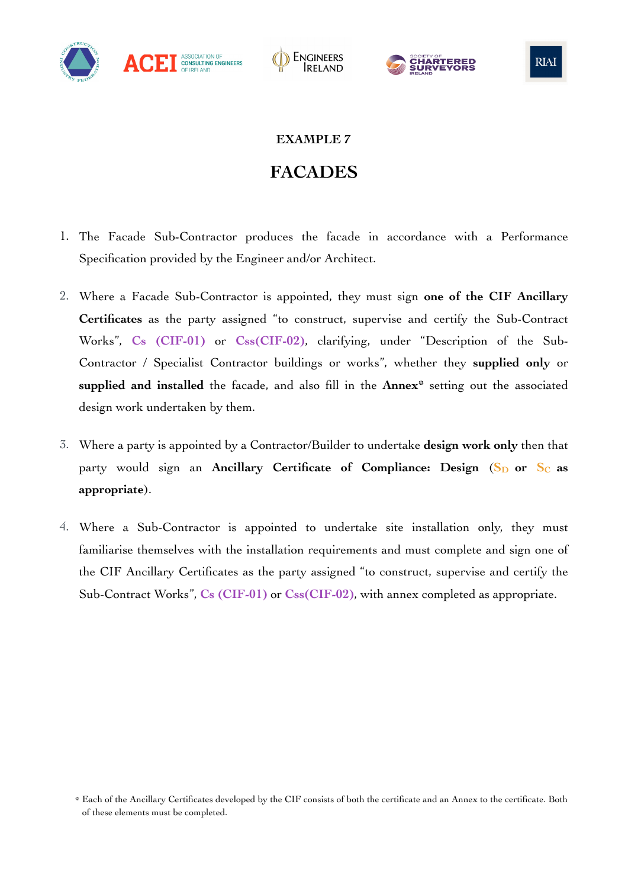## EXAMPLE 7

# FACADES

1. The Facade Sub-Contractor produces the facade in accordance with a Performance Specification provided by the Engineer and/or Architect.

2. Where a Facade Sub-Contractor is appointed, they must sign **one of the CIF Ancillary Certificates** as the party assigned "to construct, supervise and certify the Sub-Contract Works", **Cs (CIF-01)** or **Css(CIF-02)**, clarifying, under "Description of the Sub-Contractor / Specialist Contractor buildings or works", whether they **supplied only** or **supplied and installed** the facade, and also fill in the **Annex*** setting out the associated design work undertaken by them.

3. Where a party is appointed by a Contractor/Builder to undertake **design work only** then that party would sign an **Ancillary Certificate of Compliance: Design** ($S_D$ **or** $S_C$ **as appropriate**).

4. Where a Sub-Contractor is appointed to undertake site installation only, they must familiarise themselves with the installation requirements and must complete and sign one of the CIF Ancillary Certificates as the party assigned "to construct, supervise and certify the Sub-Contract Works", **Cs (CIF-01)** or **Css(CIF-02)**, with annex completed as appropriate.

* Each of the Ancillary Certificates developed by the CIF consists of both the certificate and an Annex to the certificate. Both of these elements must be completed.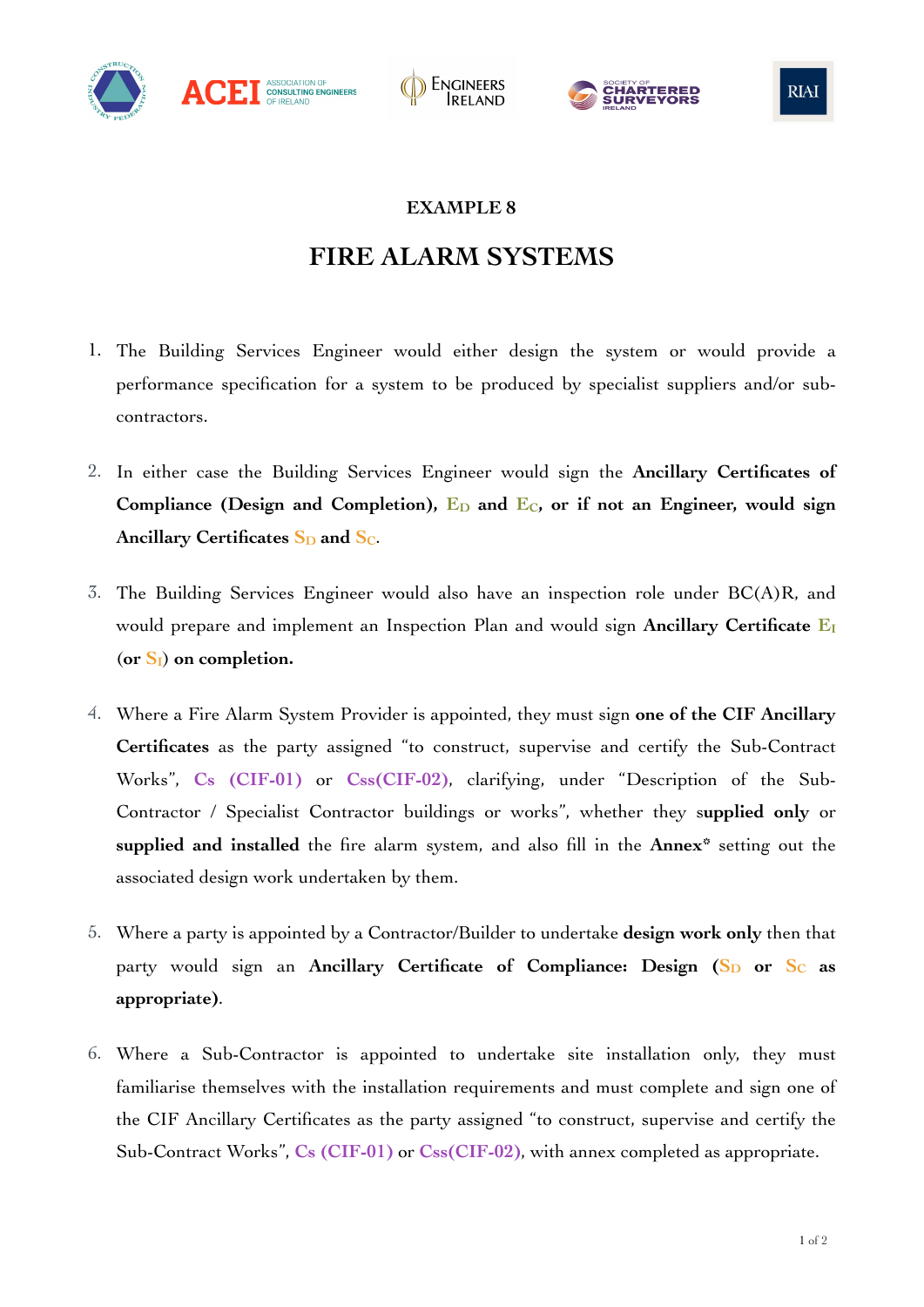## EXAMPLE 8

# FIRE ALARM SYSTEMS

1. The Building Services Engineer would either design the system or would provide a performance specification for a system to be produced by specialist suppliers and/or sub-contractors.

2. In either case the Building Services Engineer would sign the **Ancillary Certificates of Compliance (Design and Completion), $E_D$ and $E_C$, or if not an Engineer, would sign Ancillary Certificates $S_D$ and $S_C$**.

3. The Building Services Engineer would also have an inspection role under BC(A)R, and would prepare and implement an Inspection Plan and would sign **Ancillary Certificate $E_I$ (or $S_I$) on completion.**

4. Where a Fire Alarm System Provider is appointed, they must sign **one of the CIF Ancillary Certificates** as the party assigned "to construct, supervise and certify the Sub-Contract Works", **Cs (CIF-01)** or **Css(CIF-02)**, clarifying, under "Description of the Sub-Contractor / Specialist Contractor buildings or works", whether they **supplied only** or **supplied and installed** the fire alarm system, and also fill in the **Annex*** setting out the associated design work undertaken by them.

5. Where a party is appointed by a Contractor/Builder to undertake **design work only** then that party would sign an **Ancillary Certificate of Compliance: Design ($S_D$ or $S_C$ as appropriate)**.

6. Where a Sub-Contractor is appointed to undertake site installation only, they must familiarise themselves with the installation requirements and must complete and sign one of the CIF Ancillary Certificates as the party assigned "to construct, supervise and certify the Sub-Contract Works", **Cs (CIF-01)** or **Css(CIF-02)**, with annex completed as appropriate.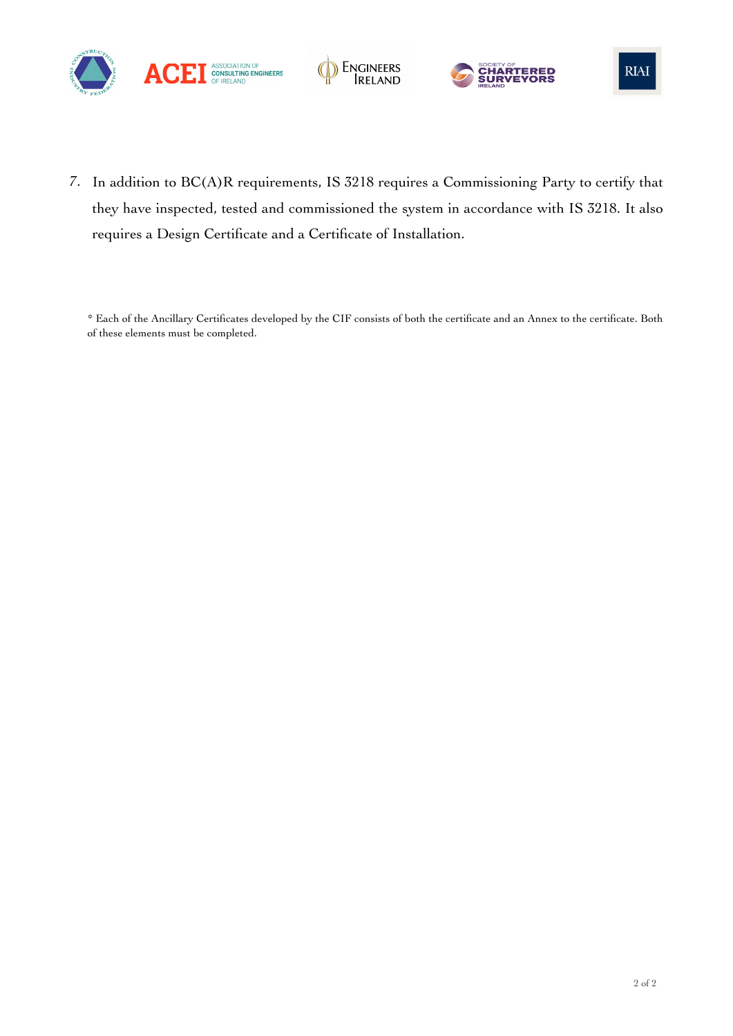7. In addition to BC(A)R requirements, IS 3218 requires a Commissioning Party to certify that they have inspected, tested and commissioned the system in accordance with IS 3218. It also requires a Design Certificate and a Certificate of Installation.

* Each of the Ancillary Certificates developed by the CIF consists of both the certificate and an Annex to the certificate. Both of these elements must be completed.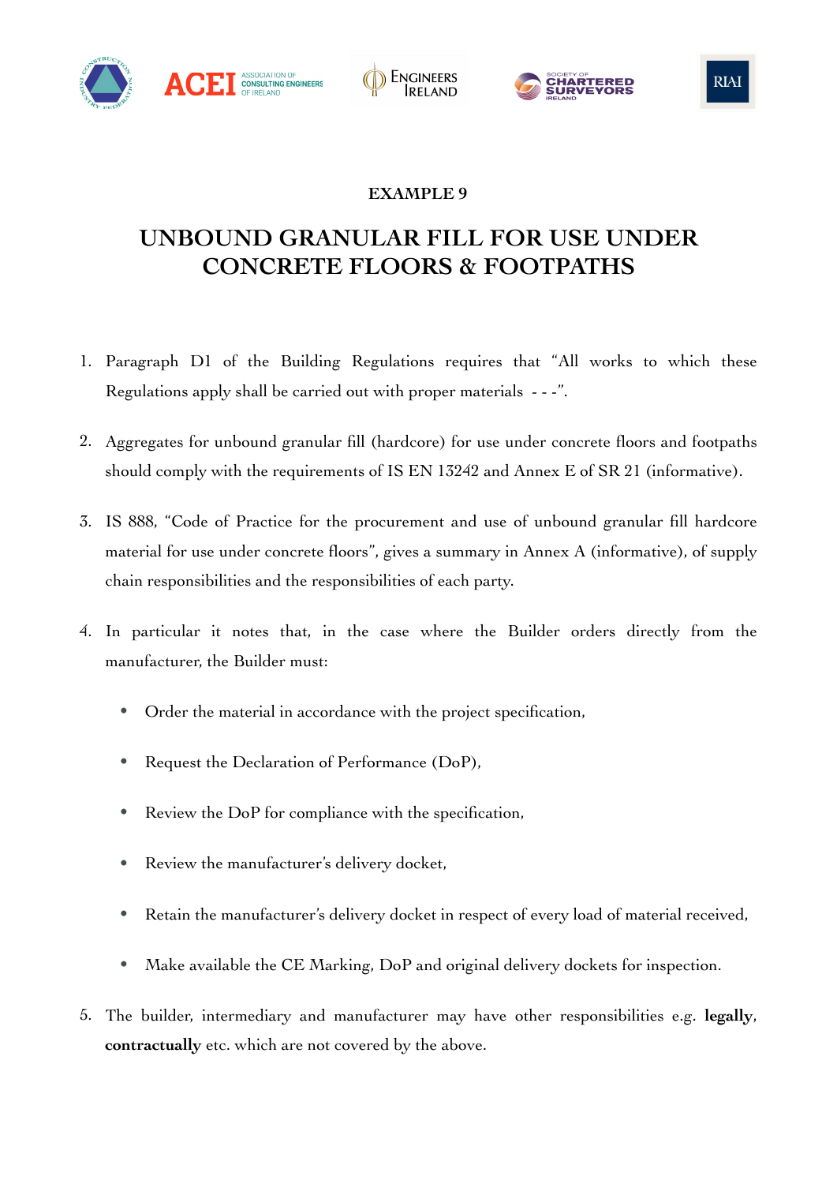**EXAMPLE 9**

# UNBOUND GRANULAR FILL FOR USE UNDER CONCRETE FLOORS & FOOTPATHS

1. Paragraph D1 of the Building Regulations requires that "All works to which these Regulations apply shall be carried out with proper materials - - -".

2. Aggregates for unbound granular fill (hardcore) for use under concrete floors and footpaths should comply with the requirements of IS EN 13242 and Annex E of SR 21 (informative).

3. IS 888, "Code of Practice for the procurement and use of unbound granular fill hardcore material for use under concrete floors", gives a summary in Annex A (informative), of supply chain responsibilities and the responsibilities of each party.

4. In particular it notes that, in the case where the Builder orders directly from the manufacturer, the Builder must:

    - Order the material in accordance with the project specification,
    - Request the Declaration of Performance (DoP),
    - Review the DoP for compliance with the specification,
    - Review the manufacturer's delivery docket,
    - Retain the manufacturer's delivery docket in respect of every load of material received,
    - Make available the CE Marking, DoP and original delivery dockets for inspection.

5. The builder, intermediary and manufacturer may have other responsibilities e.g. **legally**, **contractually** etc. which are not covered by the above.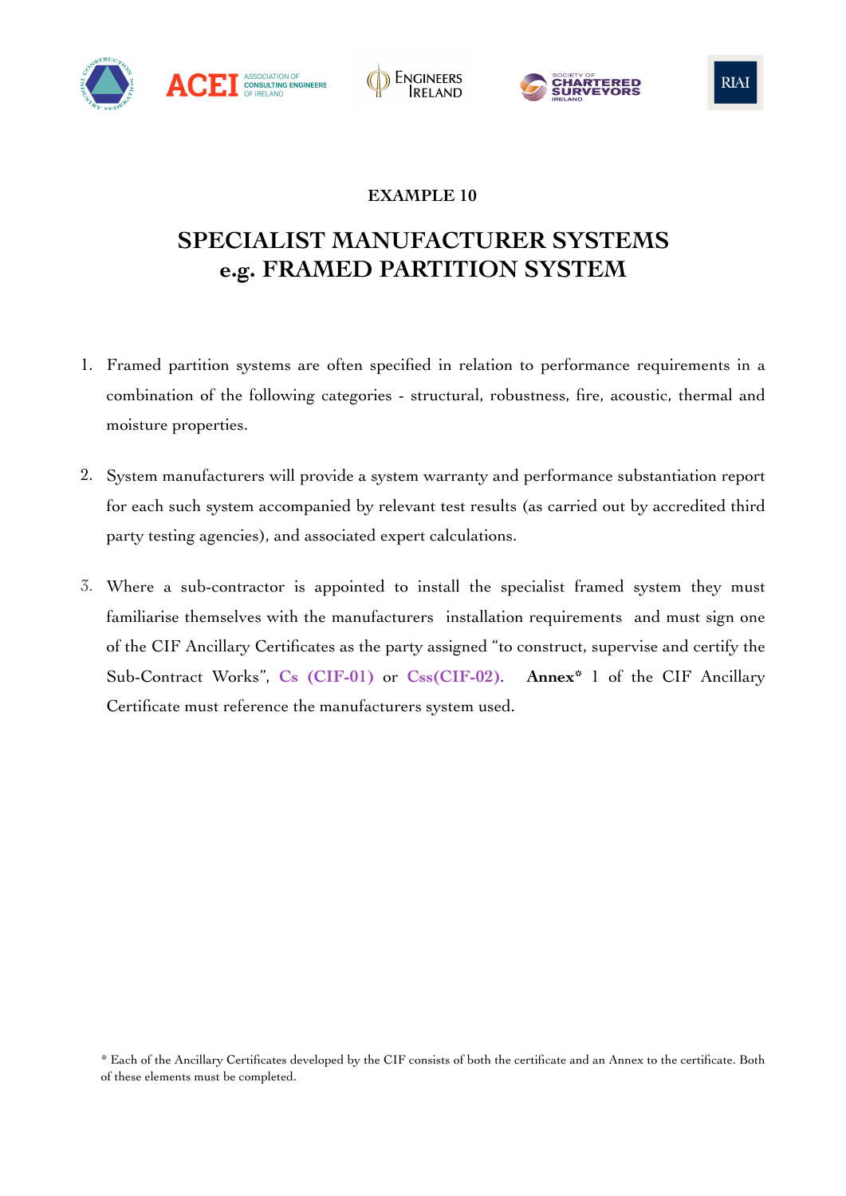**EXAMPLE 10**

# SPECIALIST MANUFACTURER SYSTEMS e.g. FRAMED PARTITION SYSTEM

1. Framed partition systems are often specified in relation to performance requirements in a combination of the following categories - structural, robustness, fire, acoustic, thermal and moisture properties.

2. System manufacturers will provide a system warranty and performance substantiation report for each such system accompanied by relevant test results (as carried out by accredited third party testing agencies), and associated expert calculations.

3. Where a sub-contractor is appointed to install the specialist framed system they must familiarise themselves with the manufacturers installation requirements and must sign one of the CIF Ancillary Certificates as the party assigned "to construct, supervise and certify the Sub-Contract Works", **Cs (CIF-01)** or **Css(CIF-02)**. **Annex*** 1 of the CIF Ancillary Certificate must reference the manufacturers system used.

* Each of the Ancillary Certificates developed by the CIF consists of both the certificate and an Annex to the certificate. Both of these elements must be completed.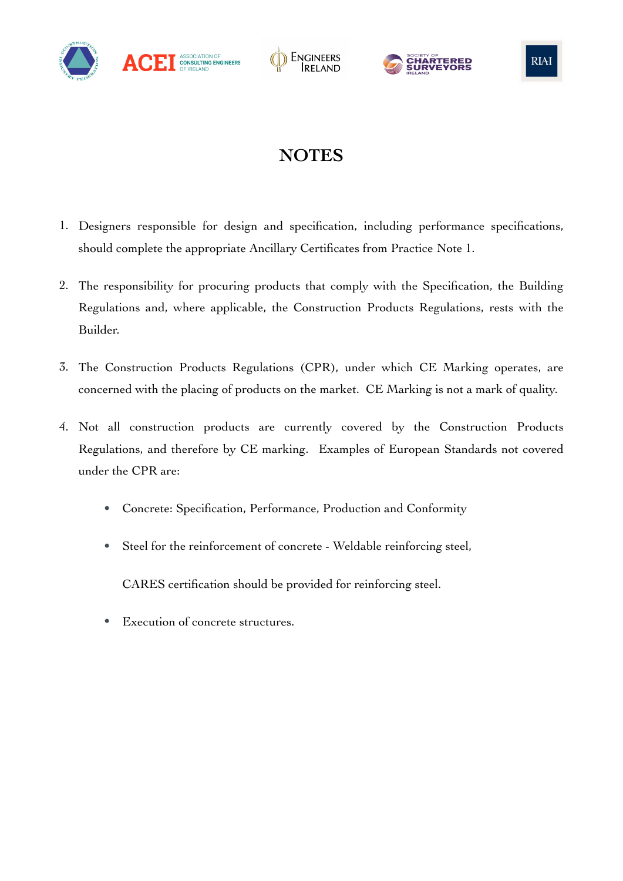# NOTES

1. Designers responsible for design and specification, including performance specifications, should complete the appropriate Ancillary Certificates from Practice Note 1.

2. The responsibility for procuring products that comply with the Specification, the Building Regulations and, where applicable, the Construction Products Regulations, rests with the Builder.

3. The Construction Products Regulations (CPR), under which CE Marking operates, are concerned with the placing of products on the market. CE Marking is not a mark of quality.

4. Not all construction products are currently covered by the Construction Products Regulations, and therefore by CE marking. Examples of European Standards not covered under the CPR are:

   - Concrete: Specification, Performance, Production and Conformity

   - Steel for the reinforcement of concrete - Weldable reinforcing steel,

     CARES certification should be provided for reinforcing steel.

   - Execution of concrete structures.